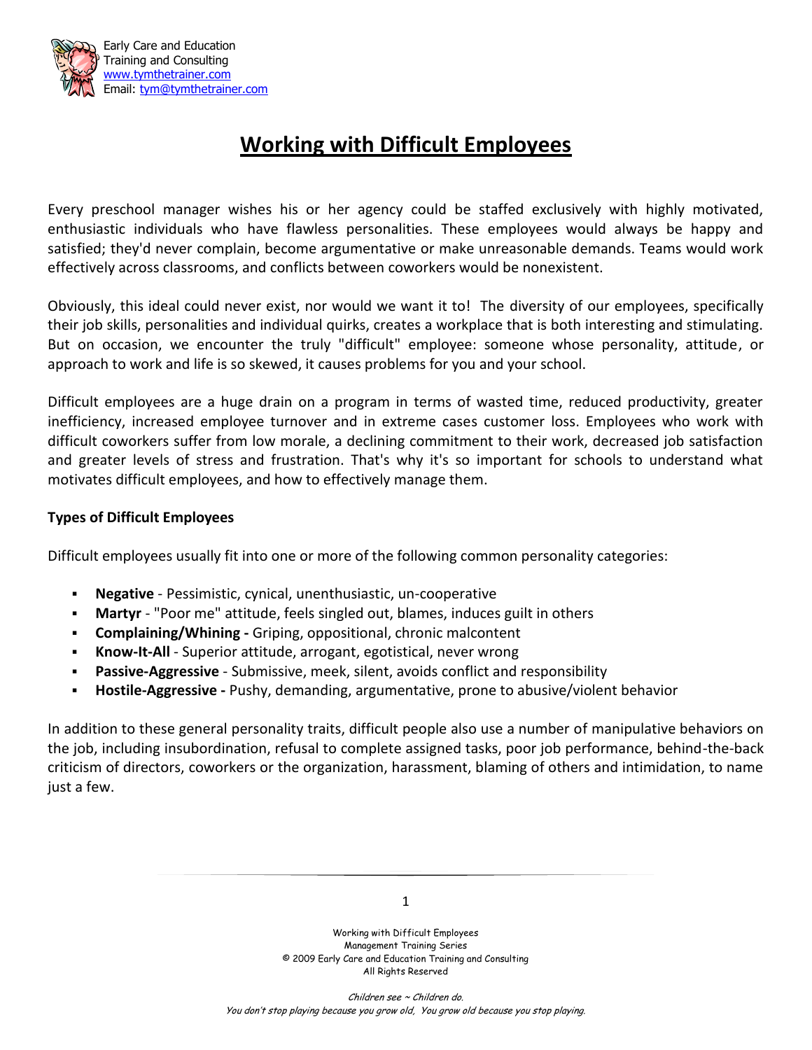Early Care and Education
Training and Consulting
www.tymthetrainer.com
Email: tym@tymthetrainer.com

# Working with Difficult Employees

Every preschool manager wishes his or her agency could be staffed exclusively with highly motivated, enthusiastic individuals who have flawless personalities. These employees would always be happy and satisfied; they'd never complain, become argumentative or make unreasonable demands. Teams would work effectively across classrooms, and conflicts between coworkers would be nonexistent.

Obviously, this ideal could never exist, nor would we want it to! The diversity of our employees, specifically their job skills, personalities and individual quirks, creates a workplace that is both interesting and stimulating. But on occasion, we encounter the truly "difficult" employee: someone whose personality, attitude, or approach to work and life is so skewed, it causes problems for you and your school.

Difficult employees are a huge drain on a program in terms of wasted time, reduced productivity, greater inefficiency, increased employee turnover and in extreme cases customer loss. Employees who work with difficult coworkers suffer from low morale, a declining commitment to their work, decreased job satisfaction and greater levels of stress and frustration. That's why it's so important for schools to understand what motivates difficult employees, and how to effectively manage them.

**Types of Difficult Employees**

Difficult employees usually fit into one or more of the following common personality categories:

- **Negative** - Pessimistic, cynical, unenthusiastic, un-cooperative
- **Martyr** - "Poor me" attitude, feels singled out, blames, induces guilt in others
- **Complaining/Whining -** Griping, oppositional, chronic malcontent
- **Know-It-All** - Superior attitude, arrogant, egotistical, never wrong
- **Passive-Aggressive** - Submissive, meek, silent, avoids conflict and responsibility
- **Hostile-Aggressive -** Pushy, demanding, argumentative, prone to abusive/violent behavior

In addition to these general personality traits, difficult people also use a number of manipulative behaviors on the job, including insubordination, refusal to complete assigned tasks, poor job performance, behind-the-back criticism of directors, coworkers or the organization, harassment, blaming of others and intimidation, to name just a few.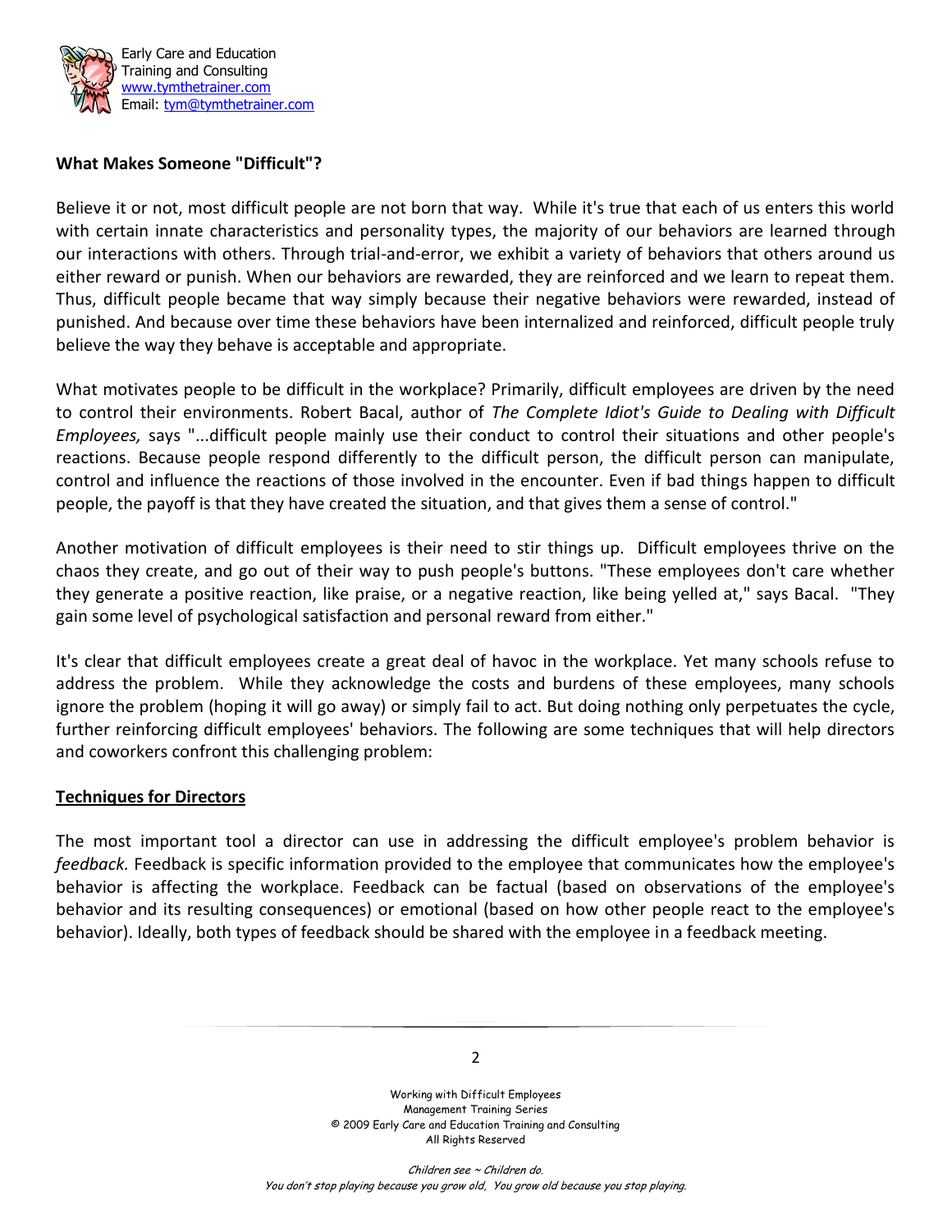**What Makes Someone "Difficult"?**

Believe it or not, most difficult people are not born that way. While it's true that each of us enters this world with certain innate characteristics and personality types, the majority of our behaviors are learned through our interactions with others. Through trial-and-error, we exhibit a variety of behaviors that others around us either reward or punish. When our behaviors are rewarded, they are reinforced and we learn to repeat them. Thus, difficult people became that way simply because their negative behaviors were rewarded, instead of punished. And because over time these behaviors have been internalized and reinforced, difficult people truly believe the way they behave is acceptable and appropriate.

What motivates people to be difficult in the workplace? Primarily, difficult employees are driven by the need to control their environments. Robert Bacal, author of *The Complete Idiot's Guide to Dealing with Difficult Employees,* says "...difficult people mainly use their conduct to control their situations and other people's reactions. Because people respond differently to the difficult person, the difficult person can manipulate, control and influence the reactions of those involved in the encounter. Even if bad things happen to difficult people, the payoff is that they have created the situation, and that gives them a sense of control."

Another motivation of difficult employees is their need to stir things up. Difficult employees thrive on the chaos they create, and go out of their way to push people's buttons. "These employees don't care whether they generate a positive reaction, like praise, or a negative reaction, like being yelled at," says Bacal. "They gain some level of psychological satisfaction and personal reward from either."

It's clear that difficult employees create a great deal of havoc in the workplace. Yet many schools refuse to address the problem. While they acknowledge the costs and burdens of these employees, many schools ignore the problem (hoping it will go away) or simply fail to act. But doing nothing only perpetuates the cycle, further reinforcing difficult employees' behaviors. The following are some techniques that will help directors and coworkers confront this challenging problem:

**Techniques for Directors**

The most important tool a director can use in addressing the difficult employee's problem behavior is *feedback.* Feedback is specific information provided to the employee that communicates how the employee's behavior is affecting the workplace. Feedback can be factual (based on observations of the employee's behavior and its resulting consequences) or emotional (based on how other people react to the employee's behavior). Ideally, both types of feedback should be shared with the employee in a feedback meeting.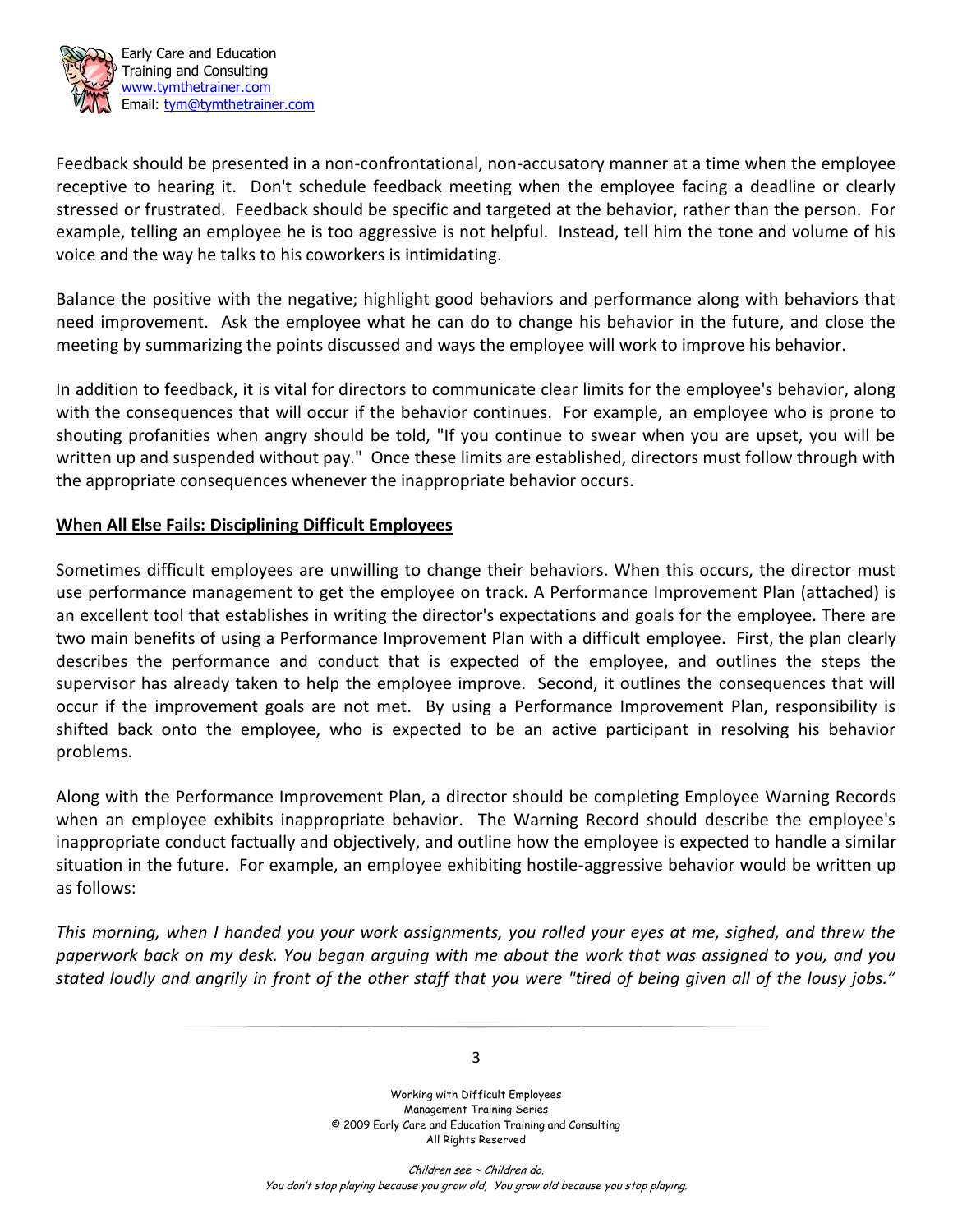Feedback should be presented in a non-confrontational, non-accusatory manner at a time when the employee receptive to hearing it. Don't schedule feedback meeting when the employee facing a deadline or clearly stressed or frustrated. Feedback should be specific and targeted at the behavior, rather than the person. For example, telling an employee he is too aggressive is not helpful. Instead, tell him the tone and volume of his voice and the way he talks to his coworkers is intimidating.

Balance the positive with the negative; highlight good behaviors and performance along with behaviors that need improvement. Ask the employee what he can do to change his behavior in the future, and close the meeting by summarizing the points discussed and ways the employee will work to improve his behavior.

In addition to feedback, it is vital for directors to communicate clear limits for the employee's behavior, along with the consequences that will occur if the behavior continues. For example, an employee who is prone to shouting profanities when angry should be told, "If you continue to swear when you are upset, you will be written up and suspended without pay." Once these limits are established, directors must follow through with the appropriate consequences whenever the inappropriate behavior occurs.

**When All Else Fails: Disciplining Difficult Employees**

Sometimes difficult employees are unwilling to change their behaviors. When this occurs, the director must use performance management to get the employee on track. A Performance Improvement Plan (attached) is an excellent tool that establishes in writing the director's expectations and goals for the employee. There are two main benefits of using a Performance Improvement Plan with a difficult employee. First, the plan clearly describes the performance and conduct that is expected of the employee, and outlines the steps the supervisor has already taken to help the employee improve. Second, it outlines the consequences that will occur if the improvement goals are not met. By using a Performance Improvement Plan, responsibility is shifted back onto the employee, who is expected to be an active participant in resolving his behavior problems.

Along with the Performance Improvement Plan, a director should be completing Employee Warning Records when an employee exhibits inappropriate behavior. The Warning Record should describe the employee's inappropriate conduct factually and objectively, and outline how the employee is expected to handle a similar situation in the future. For example, an employee exhibiting hostile-aggressive behavior would be written up as follows:

*This morning, when I handed you your work assignments, you rolled your eyes at me, sighed, and threw the paperwork back on my desk. You began arguing with me about the work that was assigned to you, and you stated loudly and angrily in front of the other staff that you were "tired of being given all of the lousy jobs."*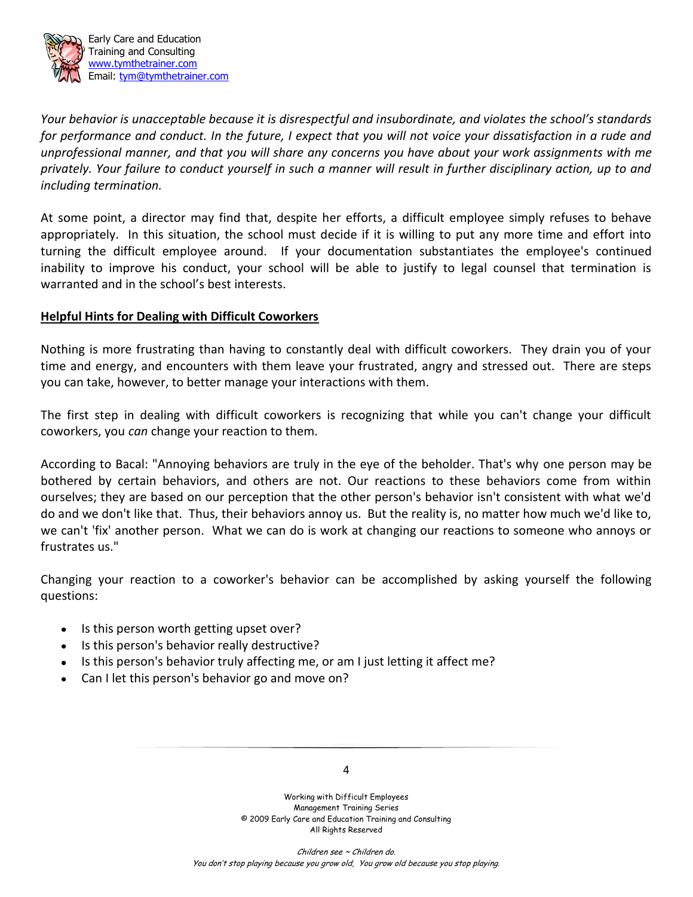*Your behavior is unacceptable because it is disrespectful and insubordinate, and violates the school's standards for performance and conduct. In the future, I expect that you will not voice your dissatisfaction in a rude and unprofessional manner, and that you will share any concerns you have about your work assignments with me privately. Your failure to conduct yourself in such a manner will result in further disciplinary action, up to and including termination.*

At some point, a director may find that, despite her efforts, a difficult employee simply refuses to behave appropriately. In this situation, the school must decide if it is willing to put any more time and effort into turning the difficult employee around. If your documentation substantiates the employee's continued inability to improve his conduct, your school will be able to justify to legal counsel that termination is warranted and in the school's best interests.

**Helpful Hints for Dealing with Difficult Coworkers**

Nothing is more frustrating than having to constantly deal with difficult coworkers. They drain you of your time and energy, and encounters with them leave your frustrated, angry and stressed out. There are steps you can take, however, to better manage your interactions with them.

The first step in dealing with difficult coworkers is recognizing that while you can't change your difficult coworkers, you *can* change your reaction to them.

According to Bacal: "Annoying behaviors are truly in the eye of the beholder. That's why one person may be bothered by certain behaviors, and others are not. Our reactions to these behaviors come from within ourselves; they are based on our perception that the other person's behavior isn't consistent with what we'd do and we don't like that. Thus, their behaviors annoy us. But the reality is, no matter how much we'd like to, we can't 'fix' another person. What we can do is work at changing our reactions to someone who annoys or frustrates us."

Changing your reaction to a coworker's behavior can be accomplished by asking yourself the following questions:

- Is this person worth getting upset over?
- Is this person's behavior really destructive?
- Is this person's behavior truly affecting me, or am I just letting it affect me?
- Can I let this person's behavior go and move on?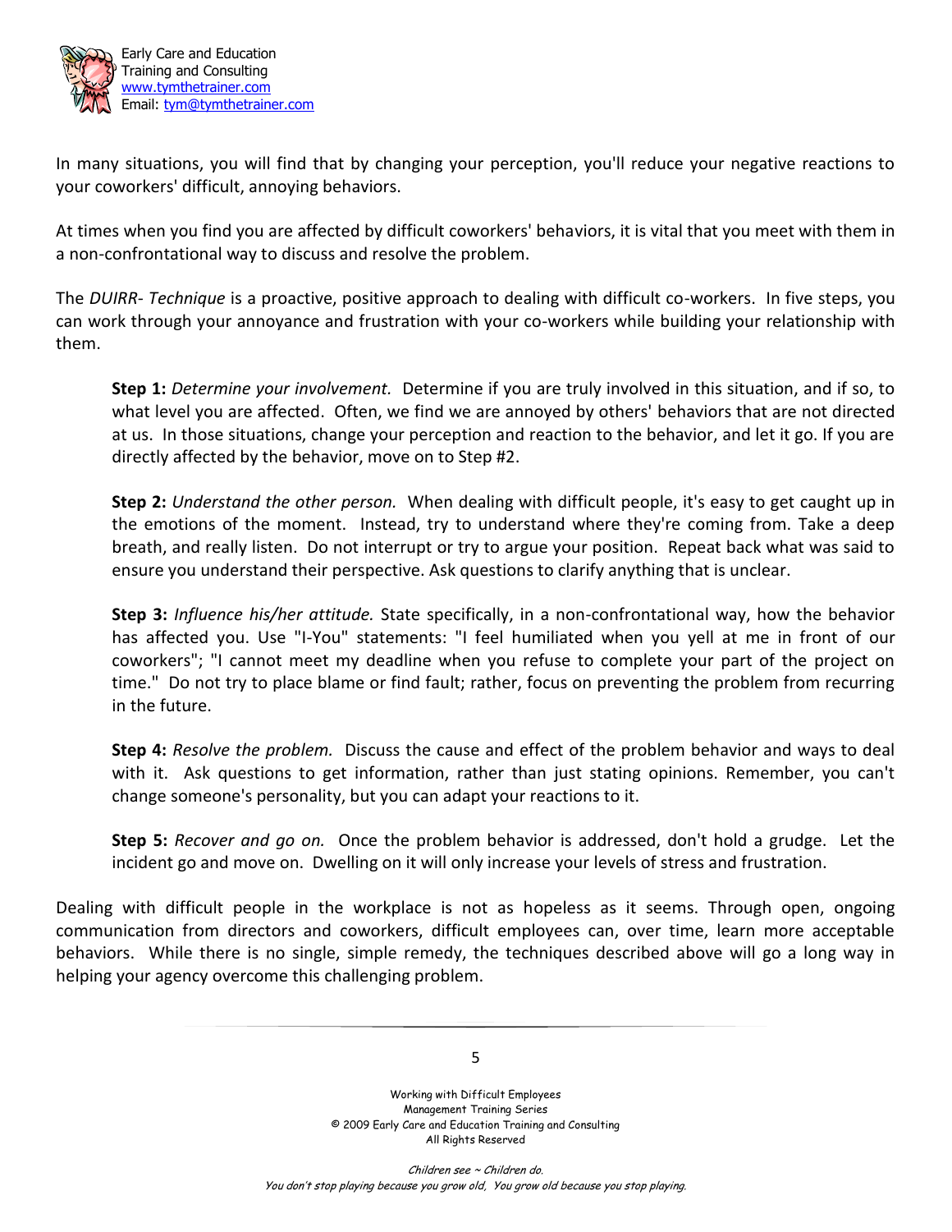In many situations, you will find that by changing your perception, you'll reduce your negative reactions to your coworkers' difficult, annoying behaviors.

At times when you find you are affected by difficult coworkers' behaviors, it is vital that you meet with them in a non-confrontational way to discuss and resolve the problem.

The *DUIRR- Technique* is a proactive, positive approach to dealing with difficult co-workers. In five steps, you can work through your annoyance and frustration with your co-workers while building your relationship with them.

> **Step 1:** *Determine your involvement.* Determine if you are truly involved in this situation, and if so, to what level you are affected. Often, we find we are annoyed by others' behaviors that are not directed at us. In those situations, change your perception and reaction to the behavior, and let it go. If you are directly affected by the behavior, move on to Step #2.
>
> **Step 2:** *Understand the other person.* When dealing with difficult people, it's easy to get caught up in the emotions of the moment. Instead, try to understand where they're coming from. Take a deep breath, and really listen. Do not interrupt or try to argue your position. Repeat back what was said to ensure you understand their perspective. Ask questions to clarify anything that is unclear.
>
> **Step 3:** *Influence his/her attitude.* State specifically, in a non-confrontational way, how the behavior has affected you. Use "I-You" statements: "I feel humiliated when you yell at me in front of our coworkers"; "I cannot meet my deadline when you refuse to complete your part of the project on time." Do not try to place blame or find fault; rather, focus on preventing the problem from recurring in the future.
>
> **Step 4:** *Resolve the problem.* Discuss the cause and effect of the problem behavior and ways to deal with it. Ask questions to get information, rather than just stating opinions. Remember, you can't change someone's personality, but you can adapt your reactions to it.
>
> **Step 5:** *Recover and go on.* Once the problem behavior is addressed, don't hold a grudge. Let the incident go and move on. Dwelling on it will only increase your levels of stress and frustration.

Dealing with difficult people in the workplace is not as hopeless as it seems. Through open, ongoing communication from directors and coworkers, difficult employees can, over time, learn more acceptable behaviors. While there is no single, simple remedy, the techniques described above will go a long way in helping your agency overcome this challenging problem.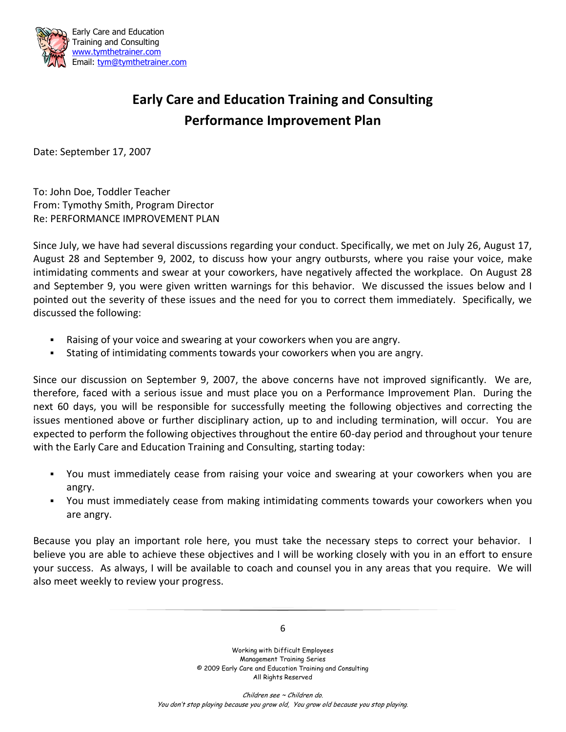# Early Care and Education Training and Consulting
# Performance Improvement Plan

Date: September 17, 2007

To: John Doe, Toddler Teacher
From: Tymothy Smith, Program Director
Re: PERFORMANCE IMPROVEMENT PLAN

Since July, we have had several discussions regarding your conduct. Specifically, we met on July 26, August 17, August 28 and September 9, 2002, to discuss how your angry outbursts, where you raise your voice, make intimidating comments and swear at your coworkers, have negatively affected the workplace. On August 28 and September 9, you were given written warnings for this behavior. We discussed the issues below and I pointed out the severity of these issues and the need for you to correct them immediately. Specifically, we discussed the following:

- Raising of your voice and swearing at your coworkers when you are angry.
- Stating of intimidating comments towards your coworkers when you are angry.

Since our discussion on September 9, 2007, the above concerns have not improved significantly. We are, therefore, faced with a serious issue and must place you on a Performance Improvement Plan. During the next 60 days, you will be responsible for successfully meeting the following objectives and correcting the issues mentioned above or further disciplinary action, up to and including termination, will occur. You are expected to perform the following objectives throughout the entire 60-day period and throughout your tenure with the Early Care and Education Training and Consulting, starting today:

- You must immediately cease from raising your voice and swearing at your coworkers when you are angry.
- You must immediately cease from making intimidating comments towards your coworkers when you are angry.

Because you play an important role here, you must take the necessary steps to correct your behavior. I believe you are able to achieve these objectives and I will be working closely with you in an effort to ensure your success. As always, I will be available to coach and counsel you in any areas that you require. We will also meet weekly to review your progress.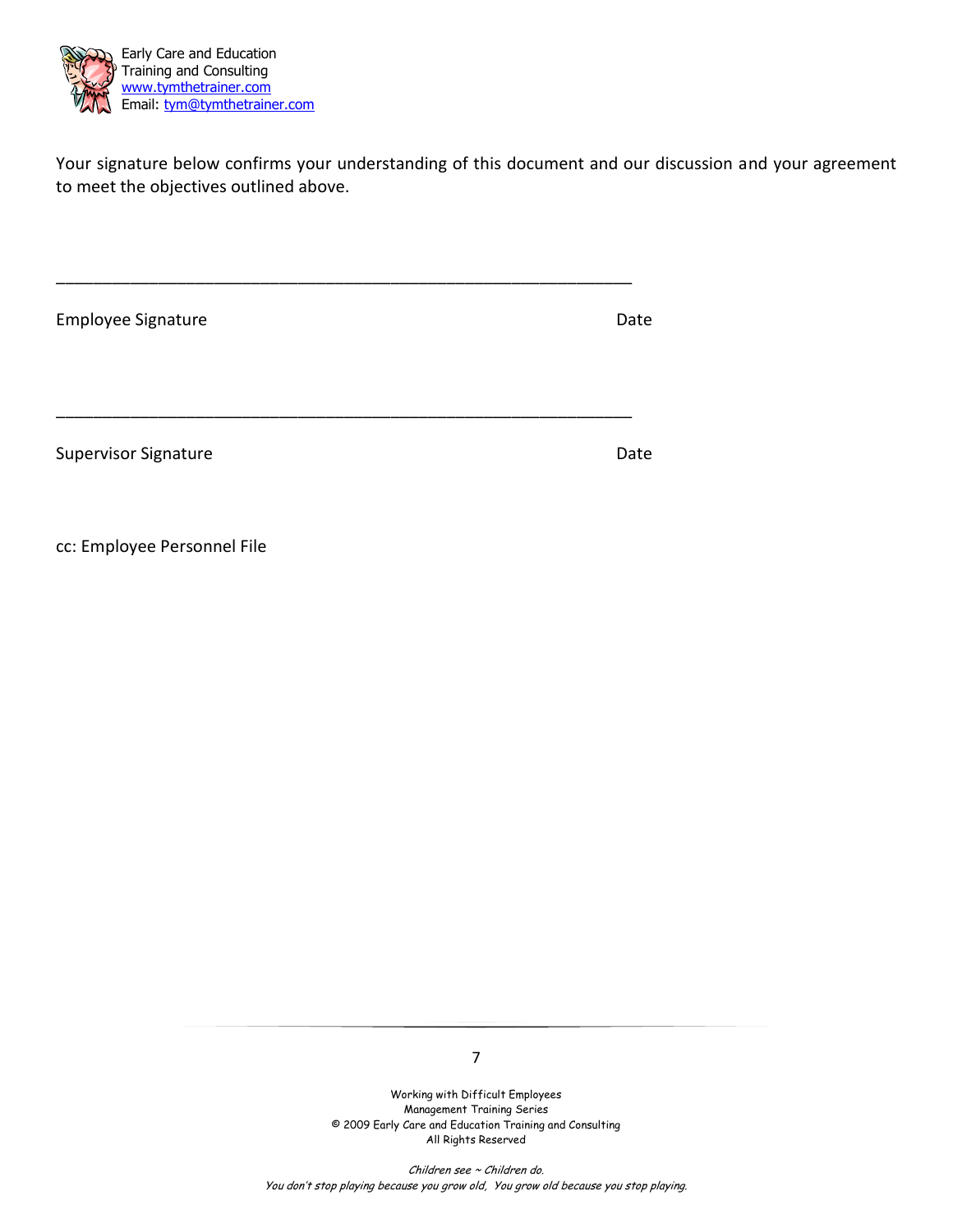Your signature below confirms your understanding of this document and our discussion and your agreement to meet the objectives outlined above.

______________________________________________________________

Employee Signature                                                                                  Date

______________________________________________________________

Supervisor Signature                                                                                Date

cc: Employee Personnel File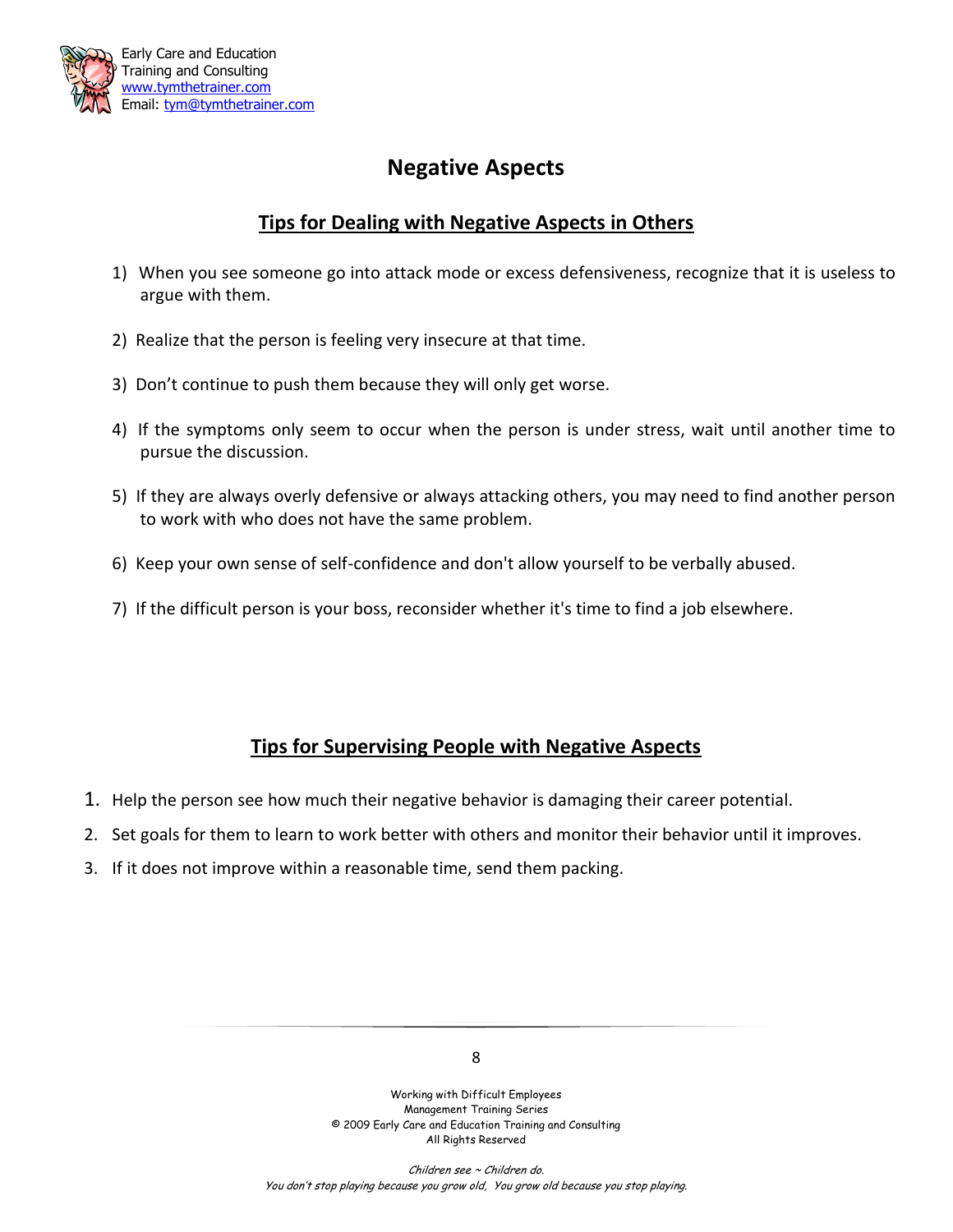# Negative Aspects

## Tips for Dealing with Negative Aspects in Others

1) When you see someone go into attack mode or excess defensiveness, recognize that it is useless to argue with them.

2) Realize that the person is feeling very insecure at that time.

3) Don't continue to push them because they will only get worse.

4) If the symptoms only seem to occur when the person is under stress, wait until another time to pursue the discussion.

5) If they are always overly defensive or always attacking others, you may need to find another person to work with who does not have the same problem.

6) Keep your own sense of self-confidence and don't allow yourself to be verbally abused.

7) If the difficult person is your boss, reconsider whether it's time to find a job elsewhere.

## Tips for Supervising People with Negative Aspects

1. Help the person see how much their negative behavior is damaging their career potential.
2. Set goals for them to learn to work better with others and monitor their behavior until it improves.
3. If it does not improve within a reasonable time, send them packing.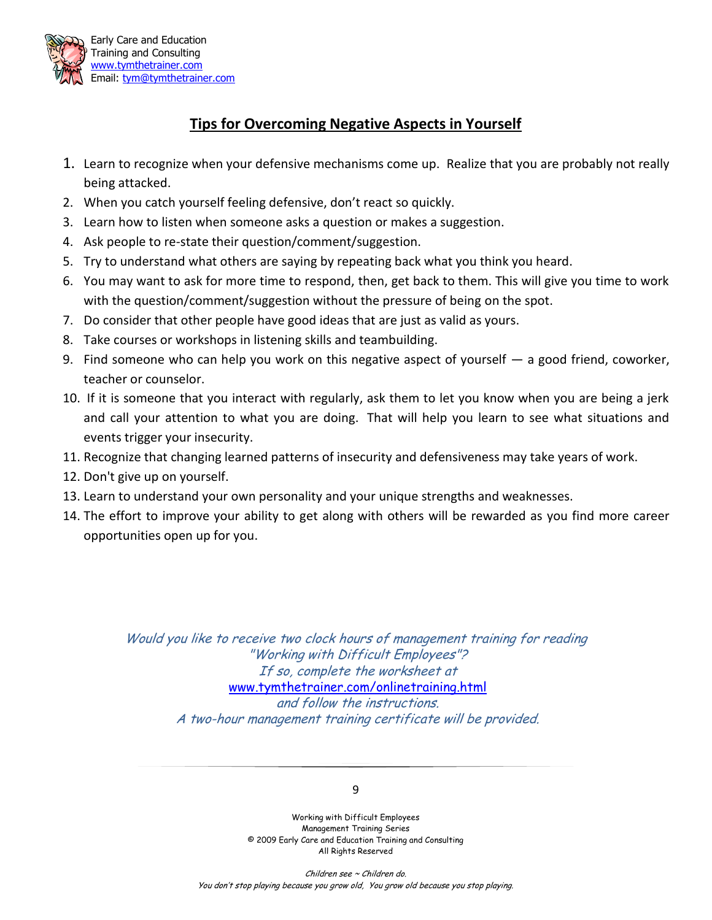Early Care and Education Training and Consulting
www.tymthetrainer.com
Email: tym@tymthetrainer.com

## Tips for Overcoming Negative Aspects in Yourself

1. Learn to recognize when your defensive mechanisms come up. Realize that you are probably not really being attacked.
2. When you catch yourself feeling defensive, don't react so quickly.
3. Learn how to listen when someone asks a question or makes a suggestion.
4. Ask people to re-state their question/comment/suggestion.
5. Try to understand what others are saying by repeating back what you think you heard.
6. You may want to ask for more time to respond, then, get back to them. This will give you time to work with the question/comment/suggestion without the pressure of being on the spot.
7. Do consider that other people have good ideas that are just as valid as yours.
8. Take courses or workshops in listening skills and teambuilding.
9. Find someone who can help you work on this negative aspect of yourself — a good friend, coworker, teacher or counselor.
10. If it is someone that you interact with regularly, ask them to let you know when you are being a jerk and call your attention to what you are doing. That will help you learn to see what situations and events trigger your insecurity.
11. Recognize that changing learned patterns of insecurity and defensiveness may take years of work.
12. Don't give up on yourself.
13. Learn to understand your own personality and your unique strengths and weaknesses.
14. The effort to improve your ability to get along with others will be rewarded as you find more career opportunities open up for you.

*Would you like to receive two clock hours of management training for reading "Working with Difficult Employees"?*
*If so, complete the worksheet at*
*www.tymthetrainer.com/onlinetraining.html*
*and follow the instructions.*
*A two-hour management training certificate will be provided.*

Working with Difficult Employees
Management Training Series
© 2009 Early Care and Education Training and Consulting
All Rights Reserved

*Children see ~ Children do.*
*You don't stop playing because you grow old, You grow old because you stop playing.*